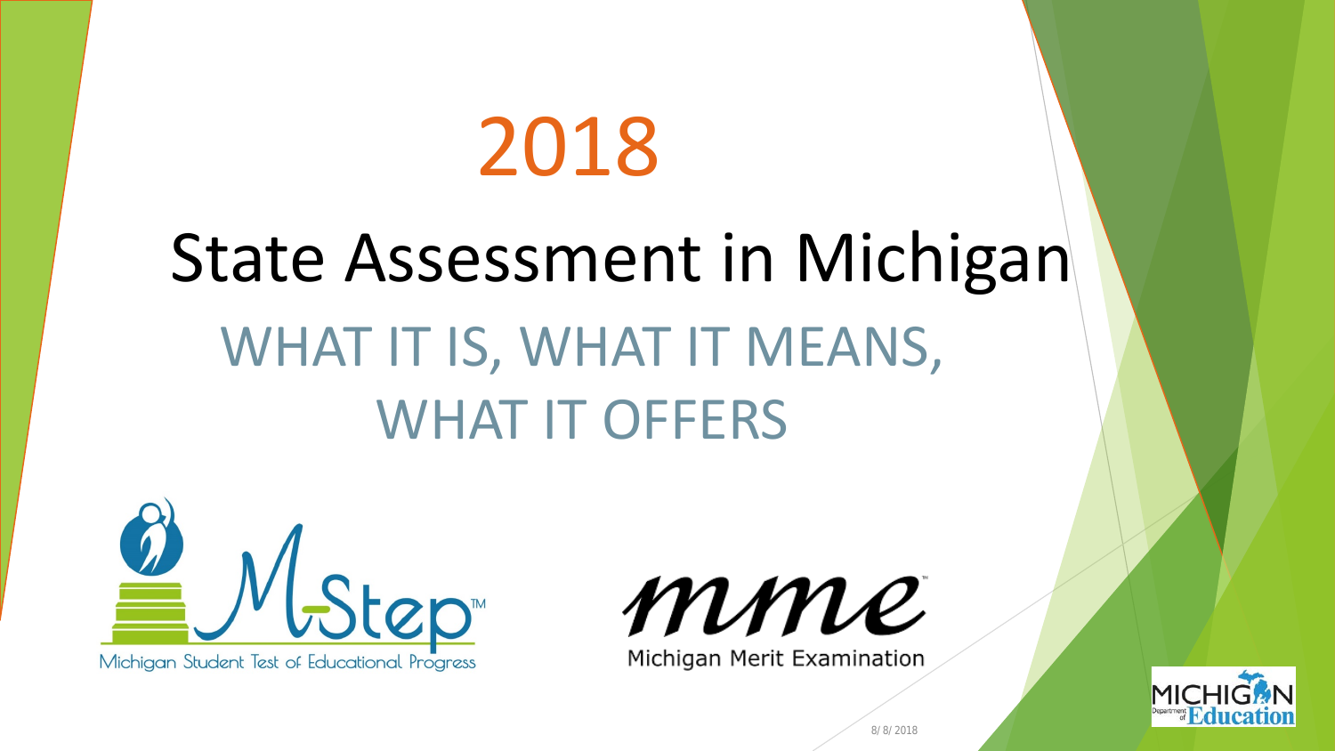# 2018

# State Assessment in Michigan

## WHAT IT IS, WHAT IT MEANS, WHAT IT OFFERS

M-Step™

Michigan Student Test of Educational Progress

mme™

Michigan Merit Examination

MICHIGAN Department of Education

8/ 8/ 2018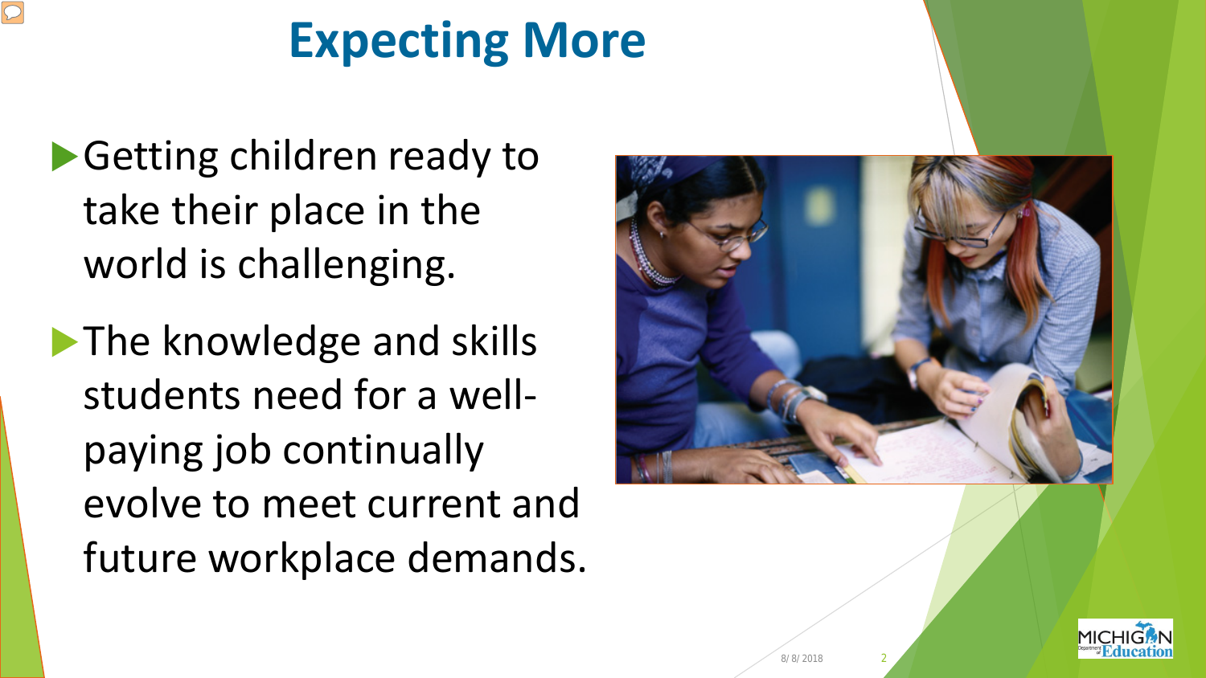# Expecting More

- Getting children ready to take their place in the world is challenging.
- The knowledge and skills students need for a well-paying job continually evolve to meet current and future workplace demands.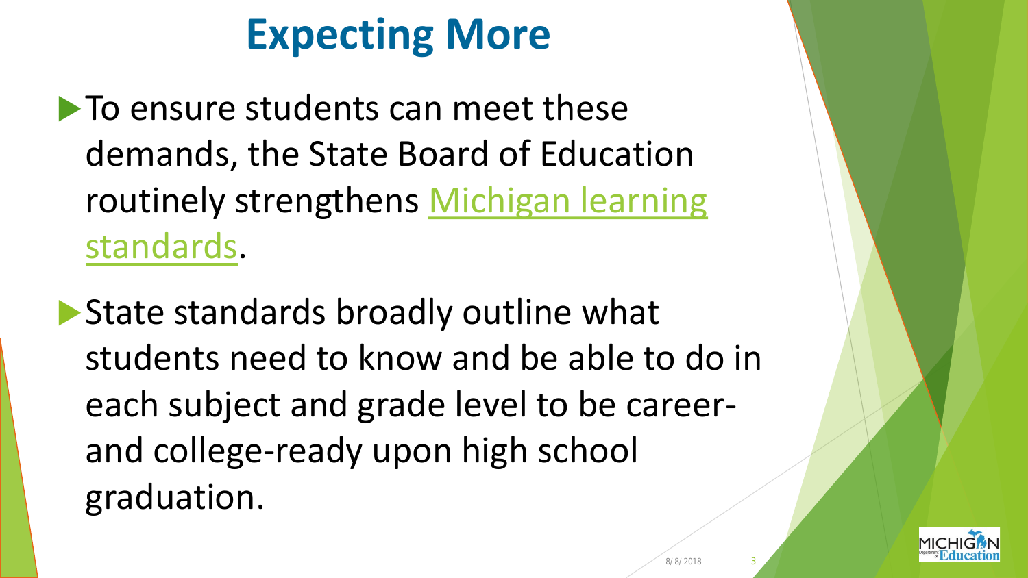# Expecting More

- To ensure students can meet these demands, the State Board of Education routinely strengthens Michigan learning standards.
- State standards broadly outline what students need to know and be able to do in each subject and grade level to be career- and college-ready upon high school graduation.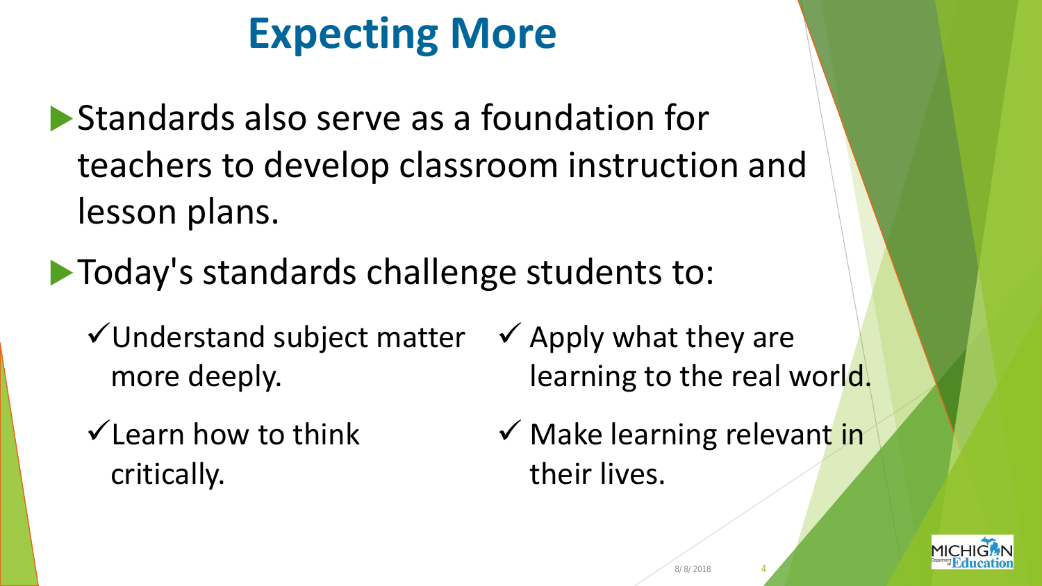# Expecting More

- Standards also serve as a foundation for teachers to develop classroom instruction and lesson plans.
- Today's standards challenge students to:
  - ✓ Understand subject matter more deeply.
  - ✓ Learn how to think critically.
  - ✓ Apply what they are learning to the real world.
  - ✓ Make learning relevant in their lives.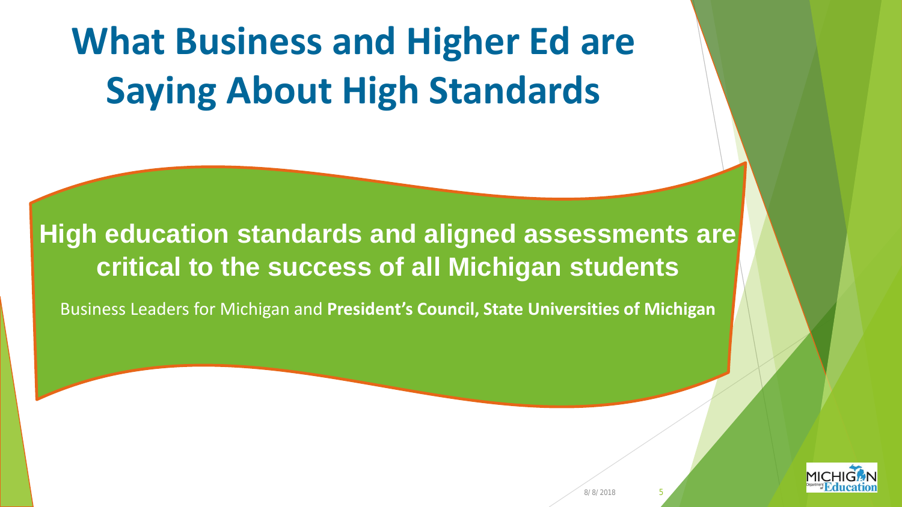# What Business and Higher Ed are Saying About High Standards

**High education standards and aligned assessments are critical to the success of all Michigan students**

Business Leaders for Michigan and **President's Council, State Universities of Michigan**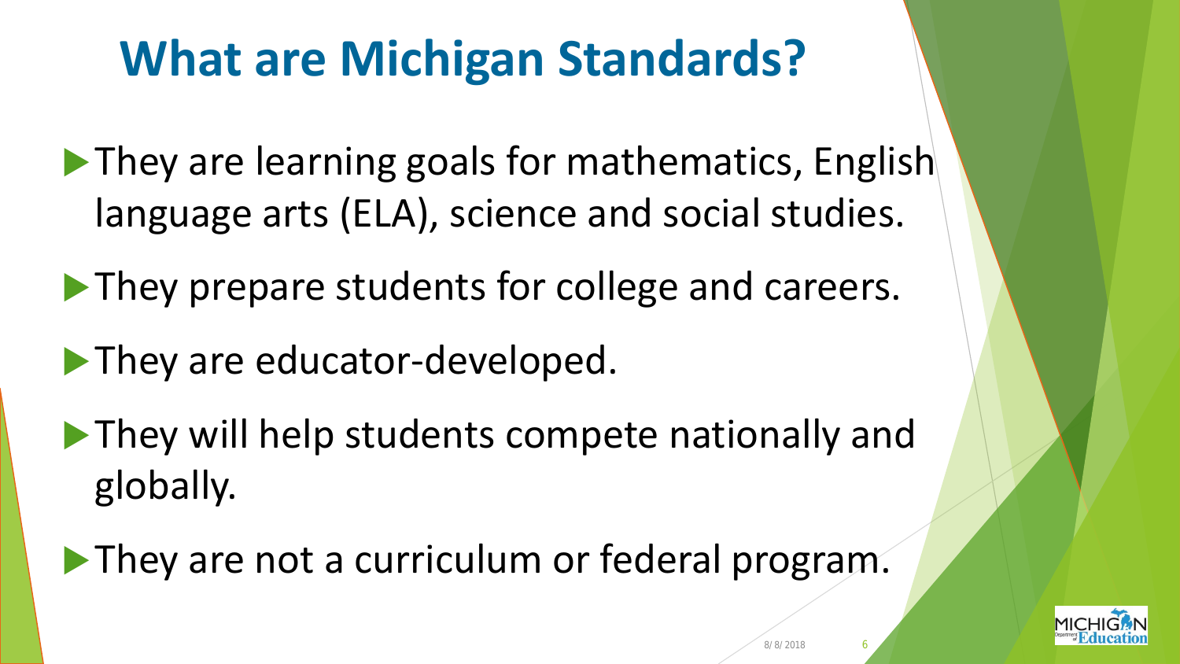# What are Michigan Standards?

- They are learning goals for mathematics, English language arts (ELA), science and social studies.
- They prepare students for college and careers.
- They are educator-developed.
- They will help students compete nationally and globally.
- They are not a curriculum or federal program.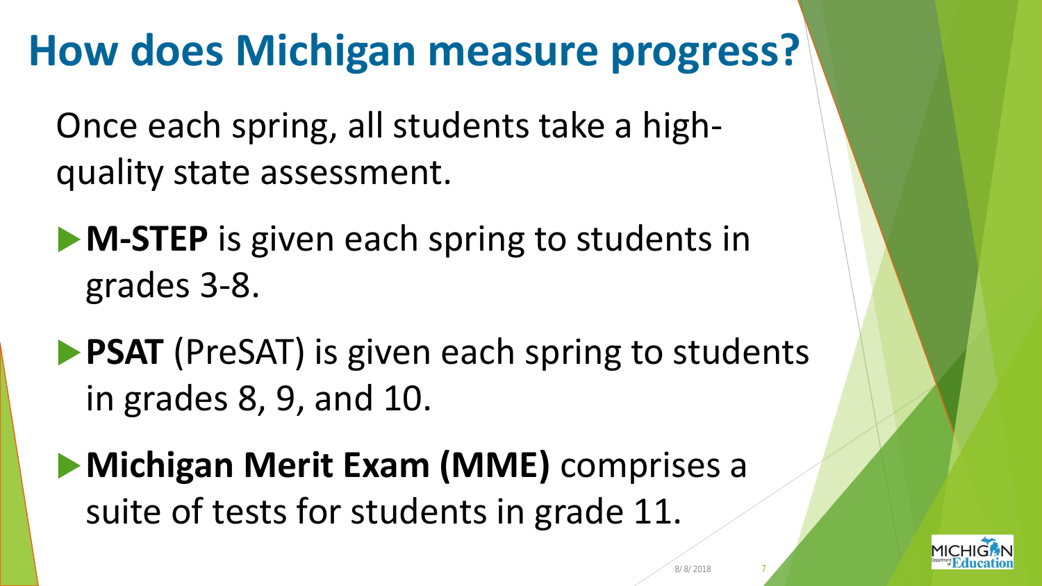# How does Michigan measure progress?

Once each spring, all students take a high-quality state assessment.

- **M-STEP** is given each spring to students in grades 3-8.
- **PSAT** (PreSAT) is given each spring to students in grades 8, 9, and 10.
- **Michigan Merit Exam (MME)** comprises a suite of tests for students in grade 11.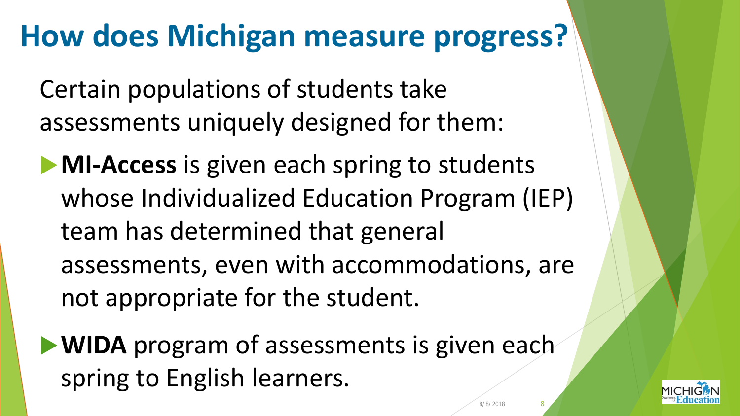# How does Michigan measure progress?

Certain populations of students take assessments uniquely designed for them:

- **MI-Access** is given each spring to students whose Individualized Education Program (IEP) team has determined that general assessments, even with accommodations, are not appropriate for the student.
- **WIDA** program of assessments is given each spring to English learners.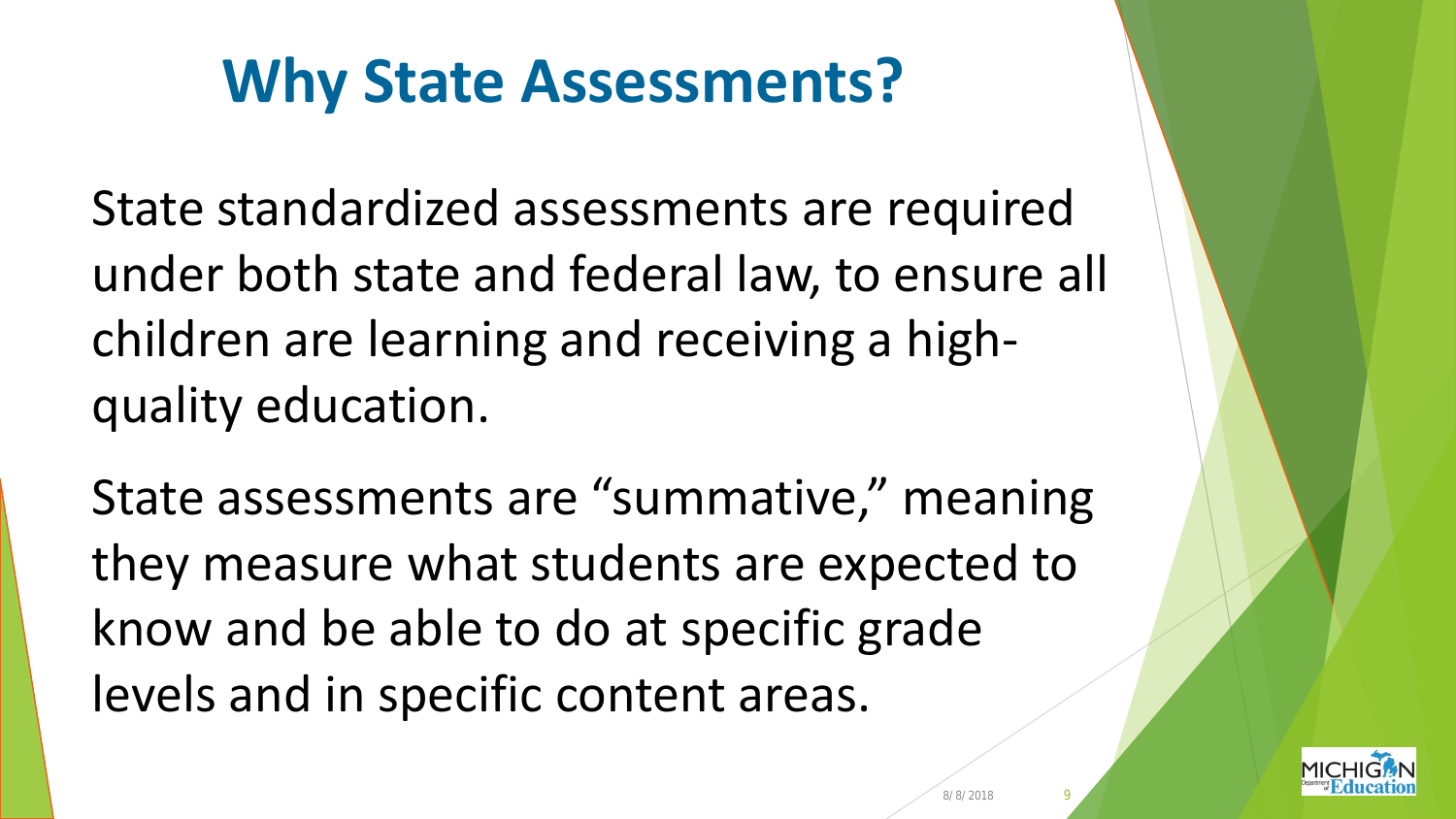# Why State Assessments?

State standardized assessments are required under both state and federal law, to ensure all children are learning and receiving a high-quality education.

State assessments are “summative,” meaning they measure what students are expected to know and be able to do at specific grade levels and in specific content areas.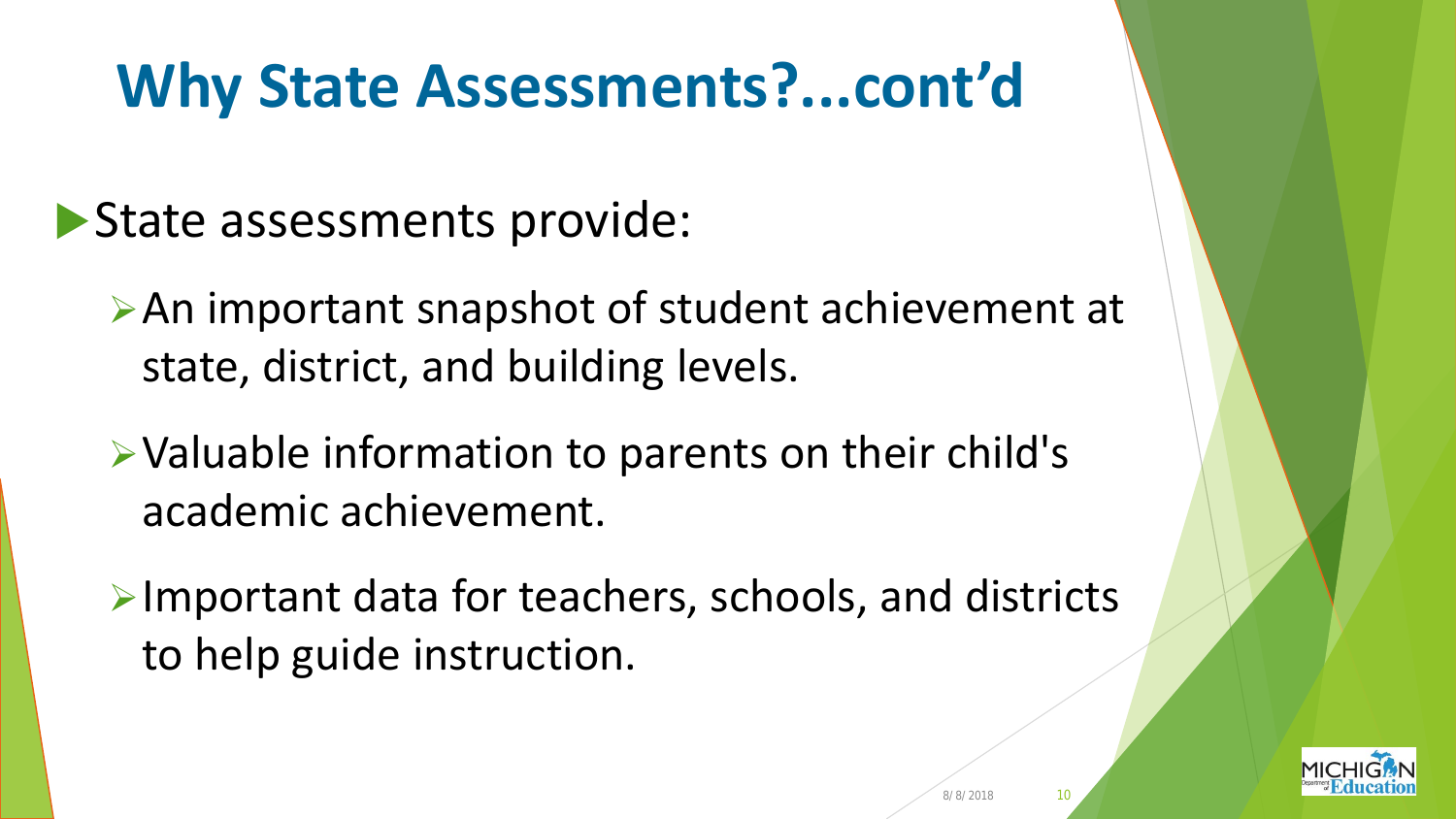# Why State Assessments?...cont'd

- State assessments provide:
  - An important snapshot of student achievement at state, district, and building levels.
  - Valuable information to parents on their child's academic achievement.
  - Important data for teachers, schools, and districts to help guide instruction.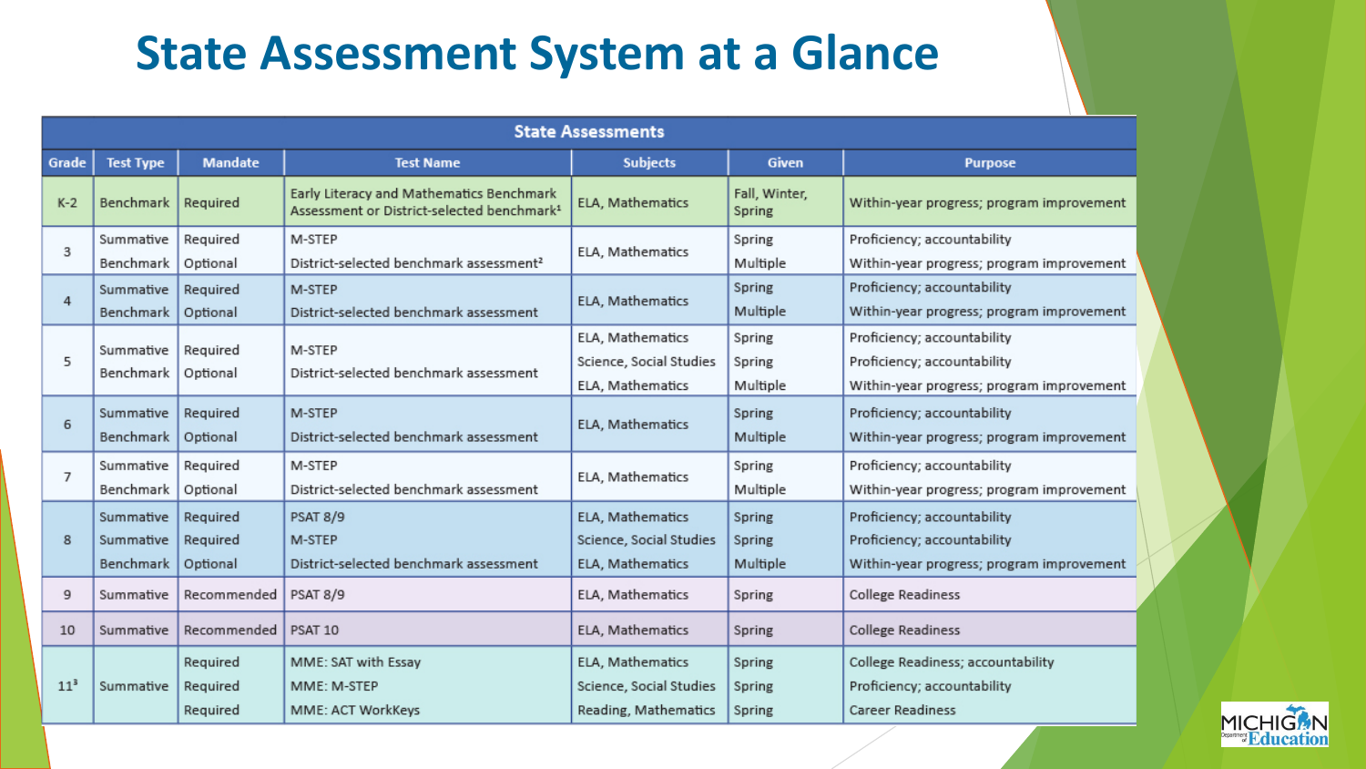# State Assessment System at a Glance

| State Assessments | | | | | | |
|---|---|---|---|---|---|---|
| **Grade** | **Test Type** | **Mandate** | **Test Name** | **Subjects** | **Given** | **Purpose** |
| K-2 | Benchmark | Required | Early Literacy and Mathematics Benchmark Assessment or District-selected benchmark[1] | ELA, Mathematics | Fall, Winter, Spring | Within-year progress; program improvement |
| 3 | Summative | Required | M-STEP | ELA, Mathematics | Spring | Proficiency; accountability |
| | Benchmark | Optional | District-selected benchmark assessment[2] | | Multiple | Within-year progress; program improvement |
| 4 | Summative | Required | M-STEP | ELA, Mathematics | Spring | Proficiency; accountability |
| | Benchmark | Optional | District-selected benchmark assessment | | Multiple | Within-year progress; program improvement |
| 5 | Summative | Required | M-STEP | ELA, Mathematics | Spring | Proficiency; accountability |
| | | | | Science, Social Studies | Spring | Proficiency; accountability |
| | Benchmark | Optional | District-selected benchmark assessment | ELA, Mathematics | Multiple | Within-year progress; program improvement |
| 6 | Summative | Required | M-STEP | ELA, Mathematics | Spring | Proficiency; accountability |
| | Benchmark | Optional | District-selected benchmark assessment | | Multiple | Within-year progress; program improvement |
| 7 | Summative | Required | M-STEP | ELA, Mathematics | Spring | Proficiency; accountability |
| | Benchmark | Optional | District-selected benchmark assessment | | Multiple | Within-year progress; program improvement |
| 8 | Summative | Required | PSAT 8/9 | ELA, Mathematics | Spring | Proficiency; accountability |
| | Summative | Required | M-STEP | Science, Social Studies | Spring | Proficiency; accountability |
| | Benchmark | Optional | District-selected benchmark assessment | ELA, Mathematics | Multiple | Within-year progress; program improvement |
| 9 | Summative | Recommended | PSAT 8/9 | ELA, Mathematics | Spring | College Readiness |
| 10 | Summative | Recommended | PSAT 10 | ELA, Mathematics | Spring | College Readiness |
| 11[3] | Summative | Required | MME: SAT with Essay | ELA, Mathematics | Spring | College Readiness; accountability |
| | | Required | MME: M-STEP | Science, Social Studies | Spring | Proficiency; accountability |
| | | Required | MME: ACT WorkKeys | Reading, Mathematics | Spring | Career Readiness |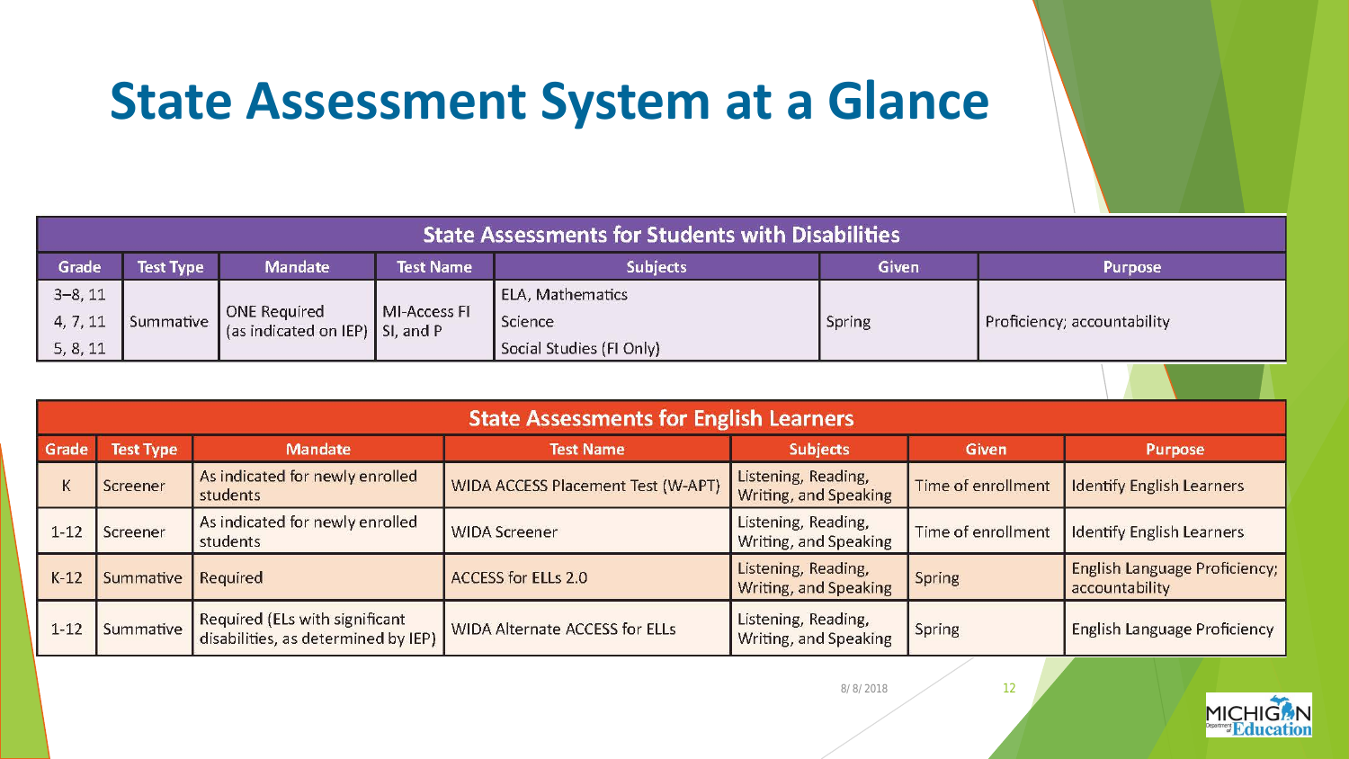# State Assessment System at a Glance

| State Assessments for Students with Disabilities | | | | | | |
|---|---|---|---|---|---|---|
| **Grade** | **Test Type** | **Mandate** | **Test Name** | **Subjects** | **Given** | **Purpose** |
| 3–8, 11 | Summative | ONE Required (as indicated on IEP) | MI-Access FI SI, and P | ELA, Mathematics | Spring | Proficiency; accountability |
| 4, 7, 11 | | | | Science | | |
| 5, 8, 11 | | | | Social Studies (FI Only) | | |

| State Assessments for English Learners | | | | | | |
|---|---|---|---|---|---|---|
| **Grade** | **Test Type** | **Mandate** | **Test Name** | **Subjects** | **Given** | **Purpose** |
| K | Screener | As indicated for newly enrolled students | WIDA ACCESS Placement Test (W-APT) | Listening, Reading, Writing, and Speaking | Time of enrollment | Identify English Learners |
| 1-12 | Screener | As indicated for newly enrolled students | WIDA Screener | Listening, Reading, Writing, and Speaking | Time of enrollment | Identify English Learners |
| K-12 | Summative | Required | ACCESS for ELLs 2.0 | Listening, Reading, Writing, and Speaking | Spring | English Language Proficiency; accountability |
| 1-12 | Summative | Required (ELs with significant disabilities, as determined by IEP) | WIDA Alternate ACCESS for ELLs | Listening, Reading, Writing, and Speaking | Spring | English Language Proficiency |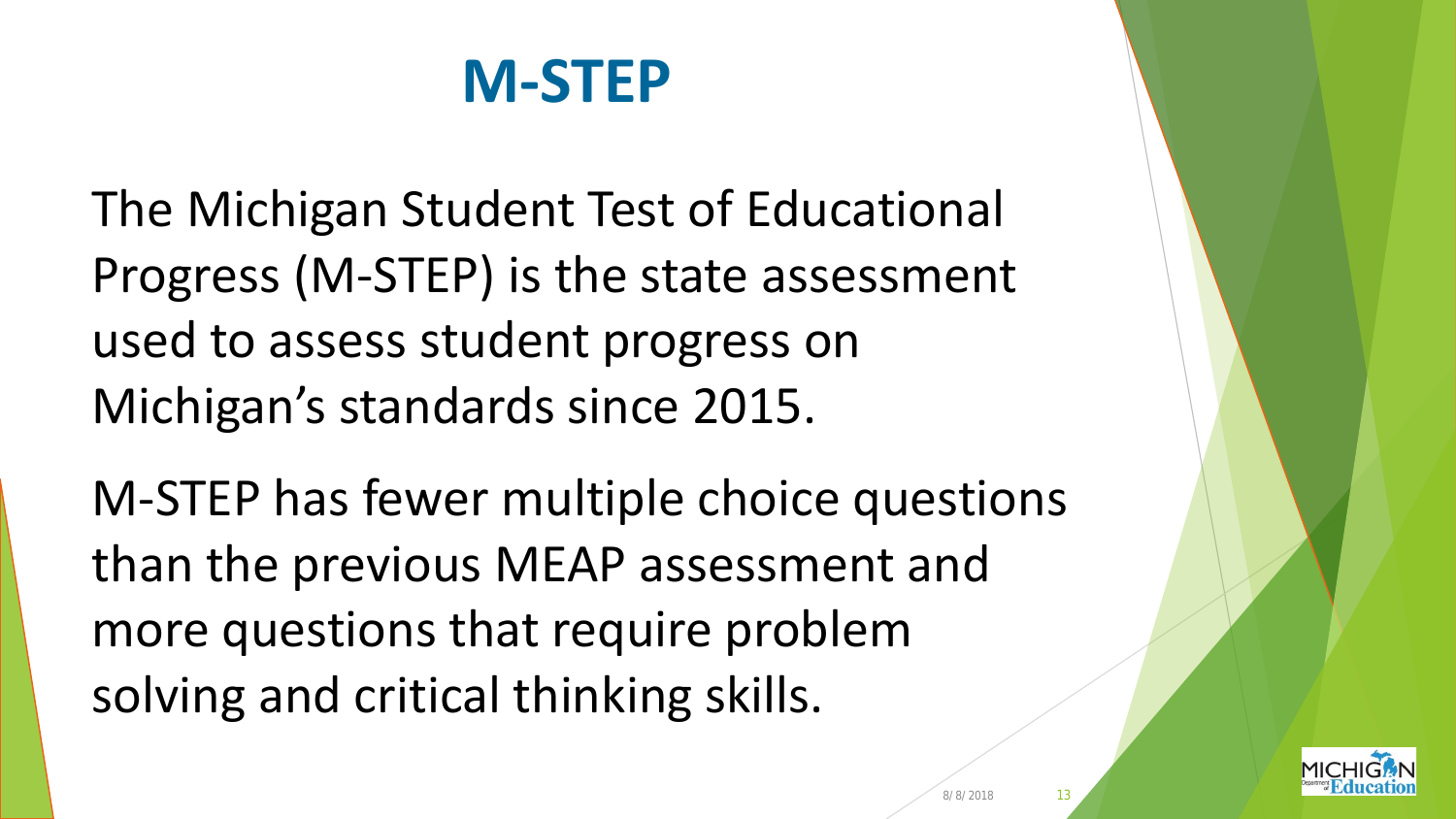# M-STEP

The Michigan Student Test of Educational Progress (M-STEP) is the state assessment used to assess student progress on Michigan's standards since 2015.

M-STEP has fewer multiple choice questions than the previous MEAP assessment and more questions that require problem solving and critical thinking skills.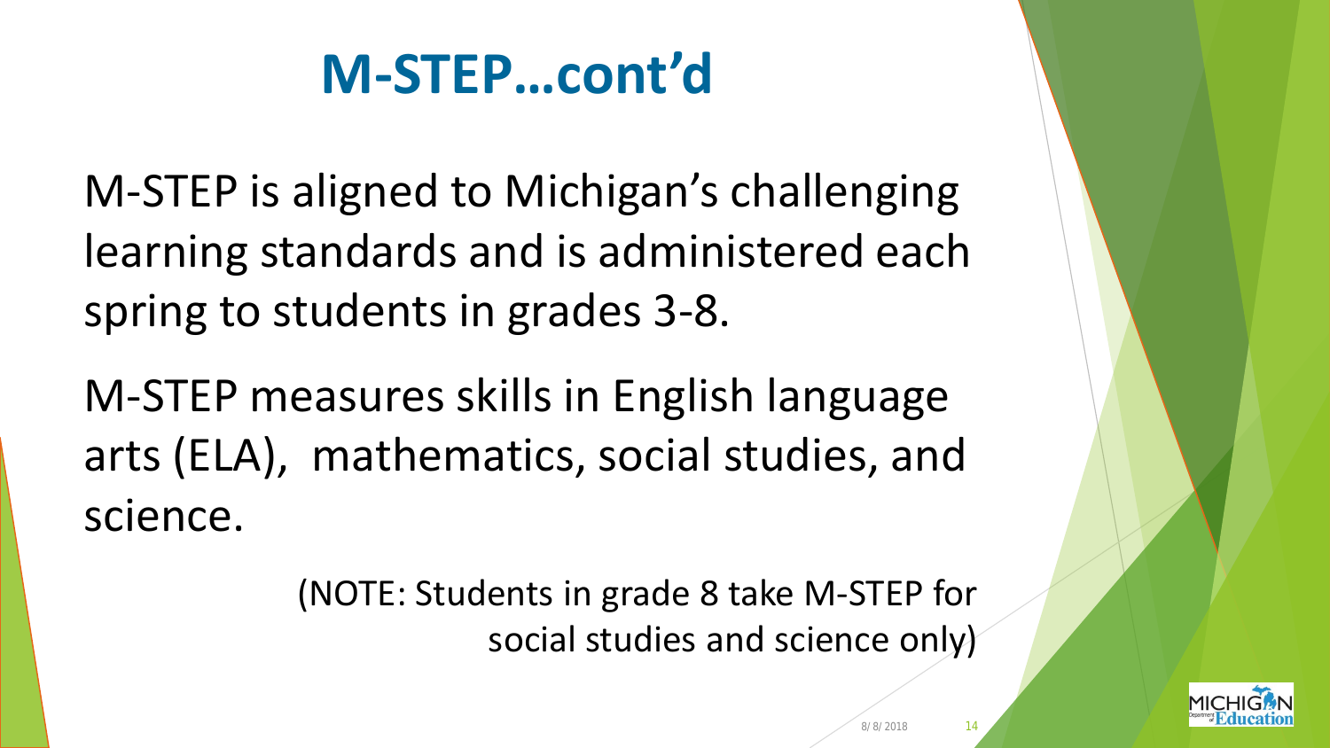# M-STEP…cont'd

M-STEP is aligned to Michigan's challenging learning standards and is administered each spring to students in grades 3-8.

M-STEP measures skills in English language arts (ELA), mathematics, social studies, and science.

(NOTE: Students in grade 8 take M-STEP for social studies and science only)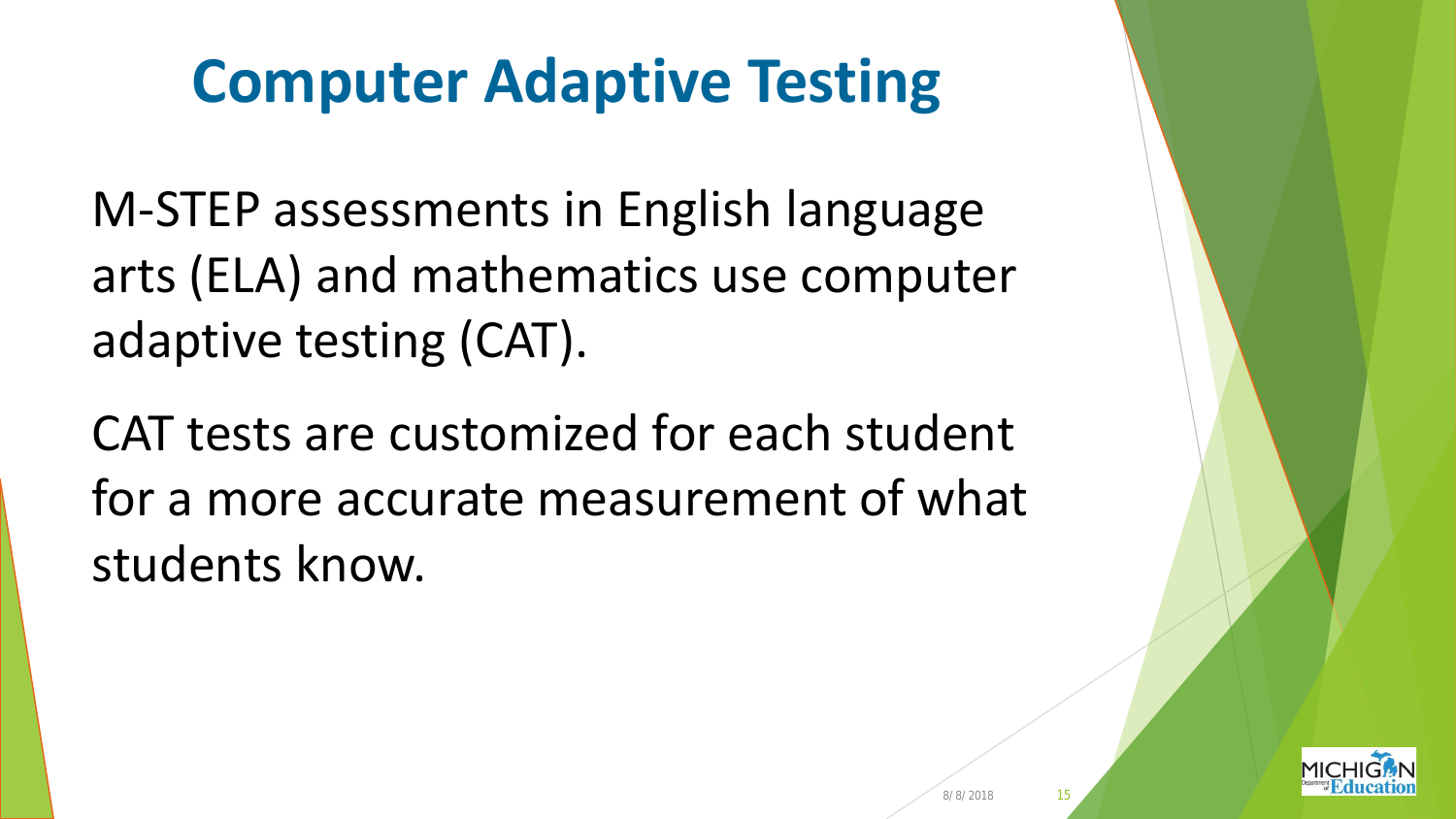# Computer Adaptive Testing

M-STEP assessments in English language arts (ELA) and mathematics use computer adaptive testing (CAT).

CAT tests are customized for each student for a more accurate measurement of what students know.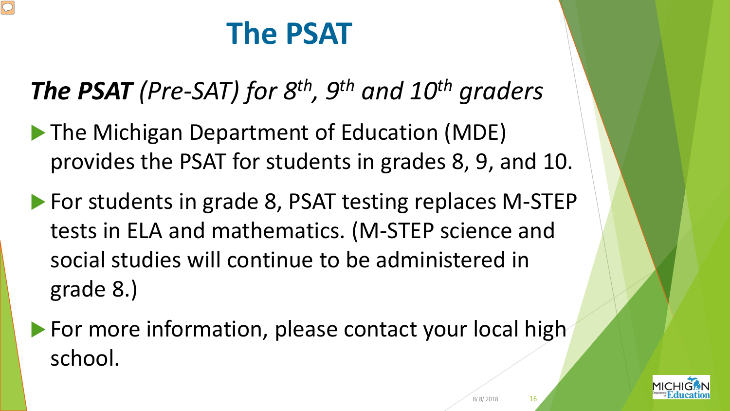# The PSAT

***The PSAT** (Pre-SAT) for 8th, 9th and 10th graders*

- The Michigan Department of Education (MDE) provides the PSAT for students in grades 8, 9, and 10.
- For students in grade 8, PSAT testing replaces M-STEP tests in ELA and mathematics. (M-STEP science and social studies will continue to be administered in grade 8.)
- For more information, please contact your local high school.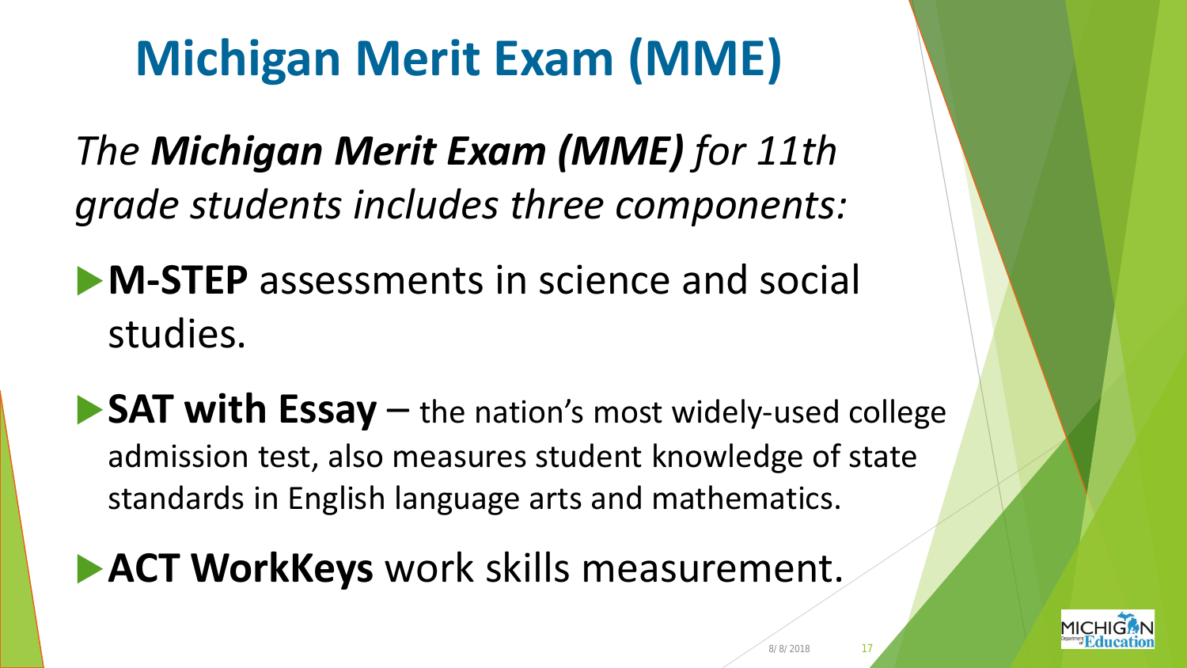# Michigan Merit Exam (MME)

*The **Michigan Merit Exam (MME)** for 11th grade students includes three components:*

- **M-STEP** assessments in science and social studies.
- **SAT with Essay** – the nation's most widely-used college admission test, also measures student knowledge of state standards in English language arts and mathematics.
- **ACT WorkKeys** work skills measurement.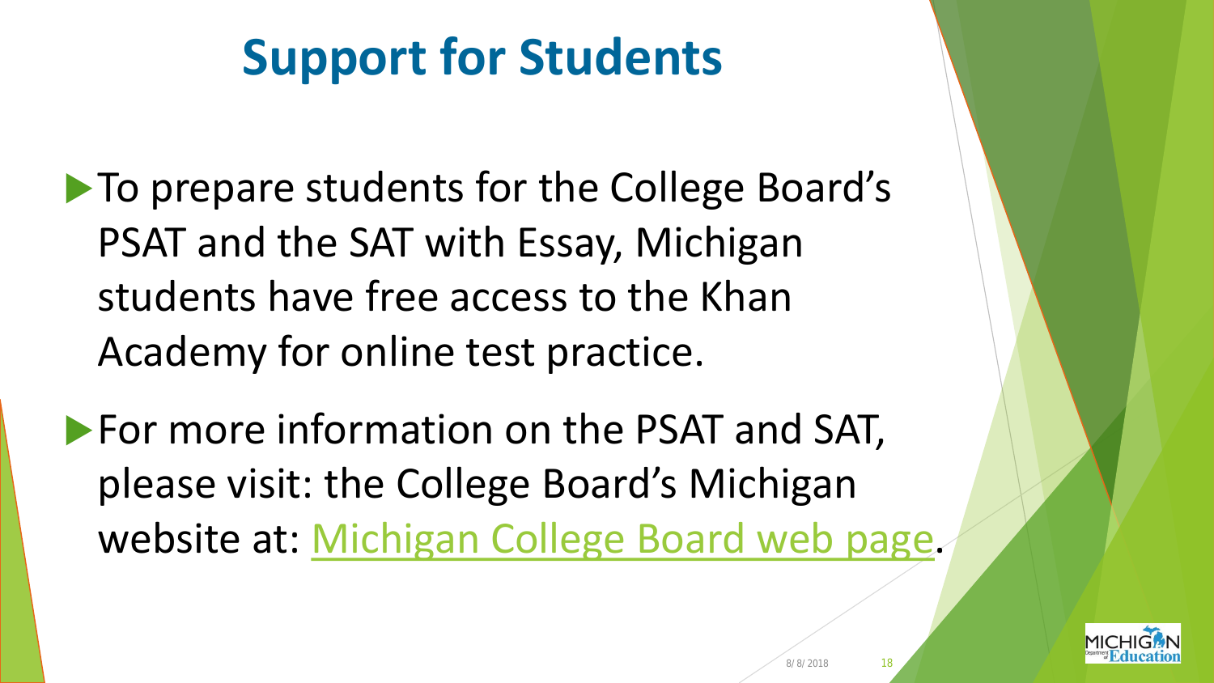# Support for Students

- To prepare students for the College Board's PSAT and the SAT with Essay, Michigan students have free access to the Khan Academy for online test practice.
- For more information on the PSAT and SAT, please visit: the College Board's Michigan website at: Michigan College Board web page.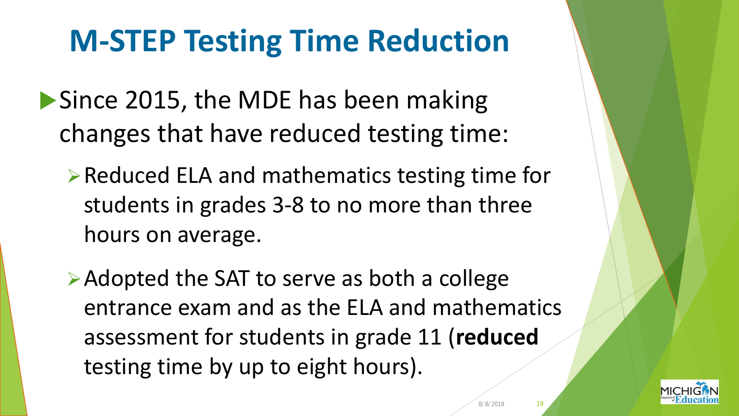# M-STEP Testing Time Reduction

- Since 2015, the MDE has been making changes that have reduced testing time:
  - Reduced ELA and mathematics testing time for students in grades 3-8 to no more than three hours on average.
  - Adopted the SAT to serve as both a college entrance exam and as the ELA and mathematics assessment for students in grade 11 (**reduced** testing time by up to eight hours).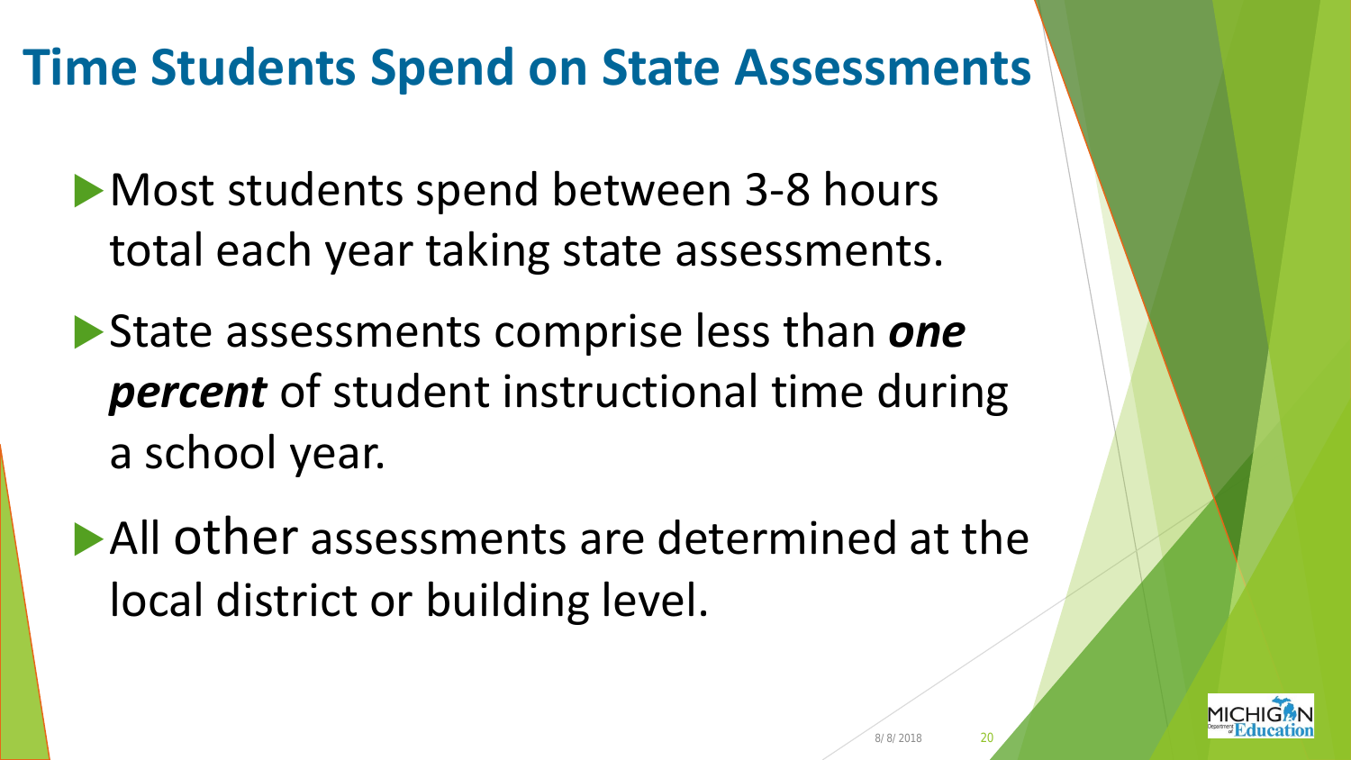# Time Students Spend on State Assessments

- Most students spend between 3-8 hours total each year taking state assessments.
- State assessments comprise less than ***one percent*** of student instructional time during a school year.
- All other assessments are determined at the local district or building level.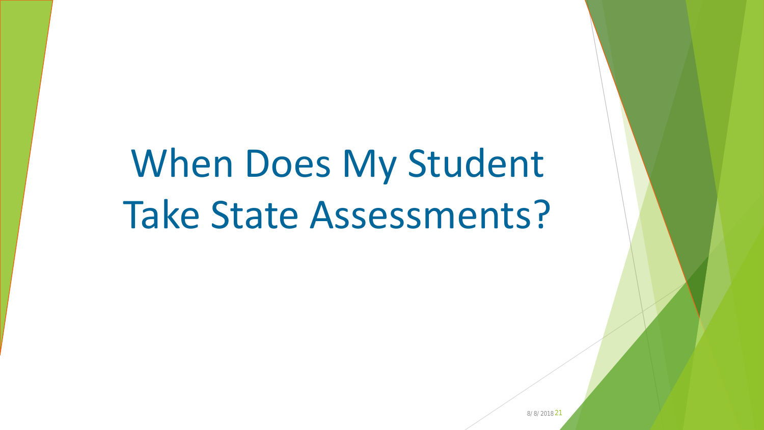# When Does My Student Take State Assessments?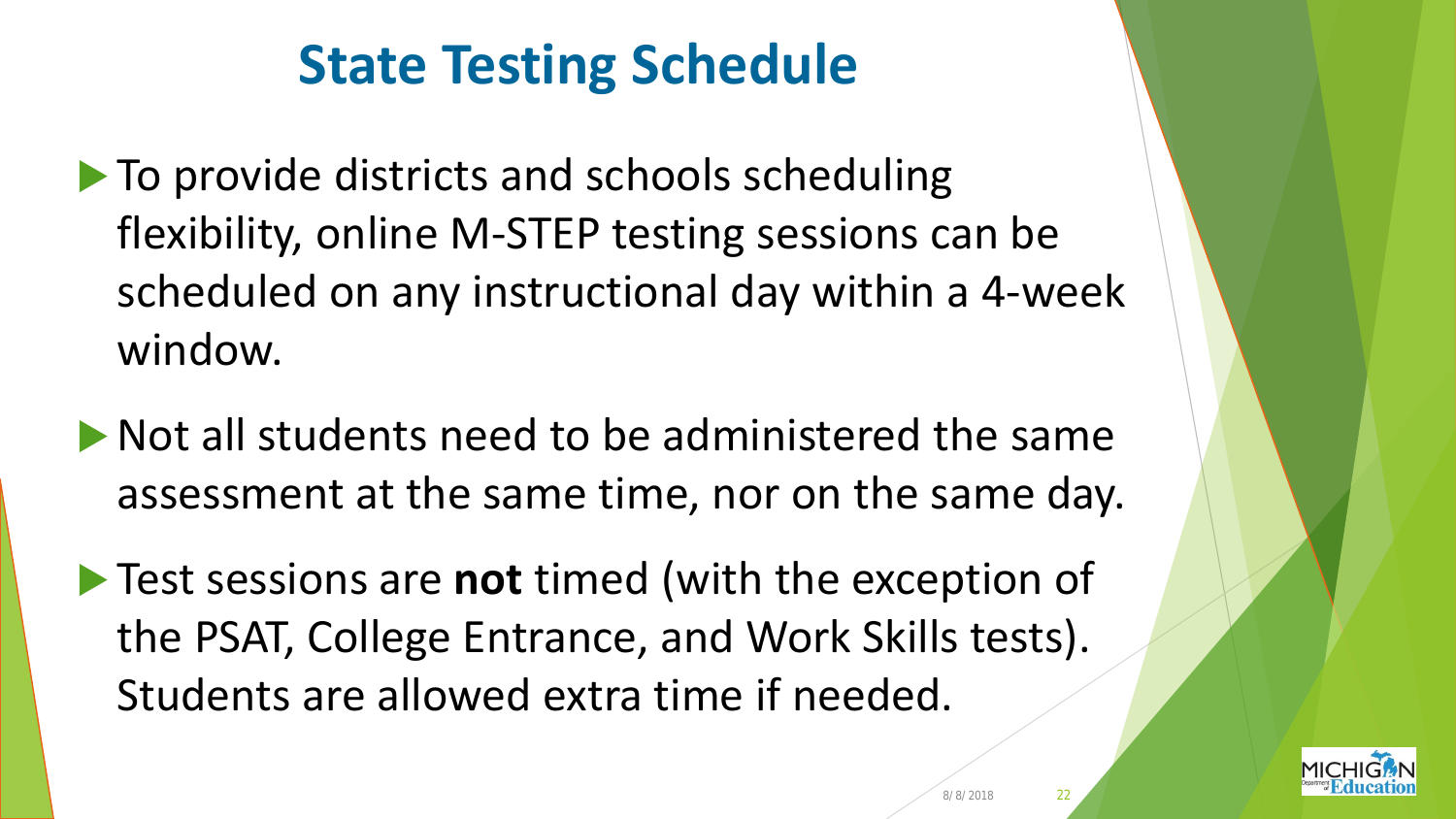# State Testing Schedule

- To provide districts and schools scheduling flexibility, online M-STEP testing sessions can be scheduled on any instructional day within a 4-week window.
- Not all students need to be administered the same assessment at the same time, nor on the same day.
- Test sessions are **not** timed (with the exception of the PSAT, College Entrance, and Work Skills tests). Students are allowed extra time if needed.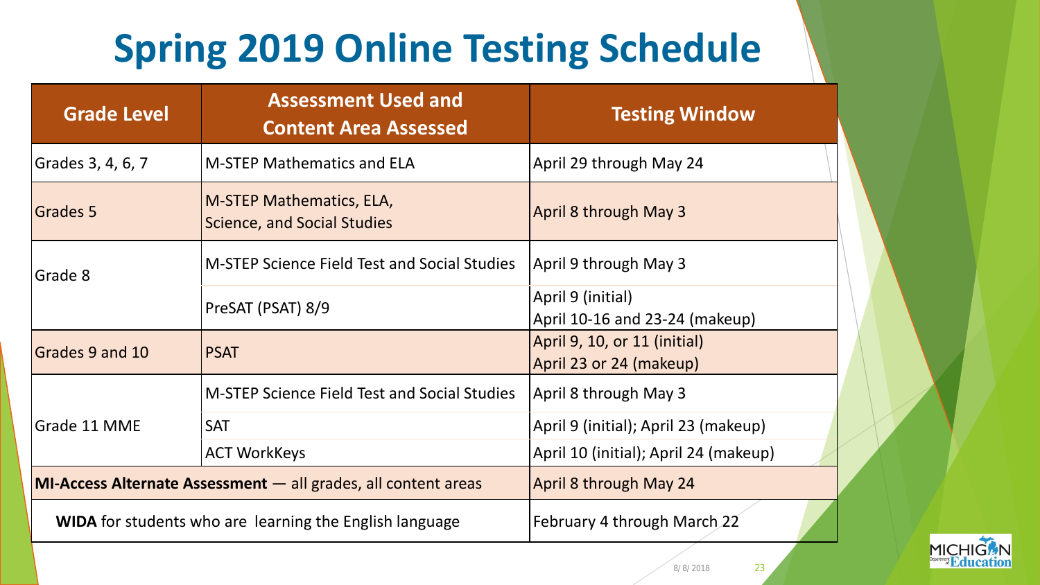# Spring 2019 Online Testing Schedule

| Grade Level | Assessment Used and Content Area Assessed | Testing Window |
| --- | --- | --- |
| Grades 3, 4, 6, 7 | M-STEP Mathematics and ELA | April 29 through May 24 |
| Grades 5 | M-STEP Mathematics, ELA, Science, and Social Studies | April 8 through May 3 |
| Grade 8 | M-STEP Science Field Test and Social Studies | April 9 through May 3 |
| | PreSAT (PSAT) 8/9 | April 9 (initial) April 10-16 and 23-24 (makeup) |
| Grades 9 and 10 | PSAT | April 9, 10, or 11 (initial) April 23 or 24 (makeup) |
| Grade 11 MME | M-STEP Science Field Test and Social Studies | April 8 through May 3 |
| | SAT | April 9 (initial); April 23 (makeup) |
| | ACT WorkKeys | April 10 (initial); April 24 (makeup) |
| **MI-Access Alternate Assessment** — all grades, all content areas | | April 8 through May 24 |
| **WIDA** for students who are learning the English language | | February 4 through March 22 |

8/8/2018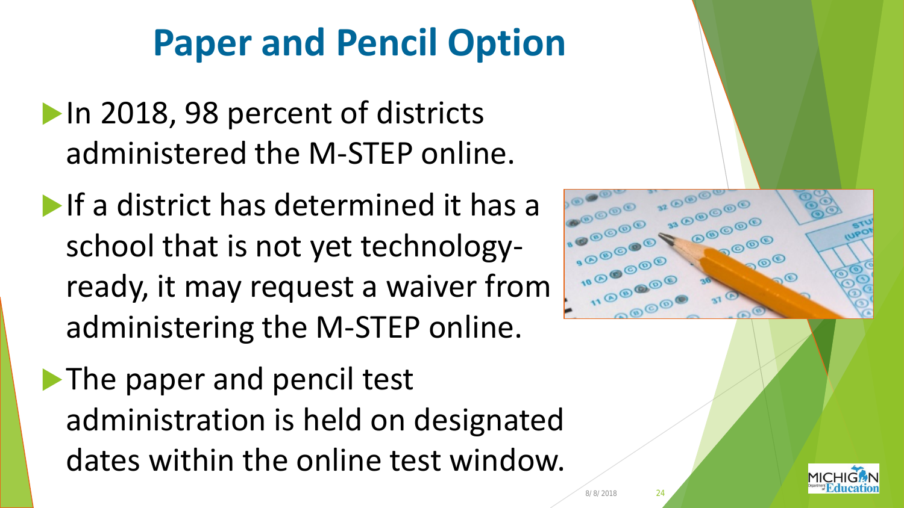# Paper and Pencil Option

- In 2018, 98 percent of districts administered the M-STEP online.
- If a district has determined it has a school that is not yet technology-ready, it may request a waiver from administering the M-STEP online.
- The paper and pencil test administration is held on designated dates within the online test window.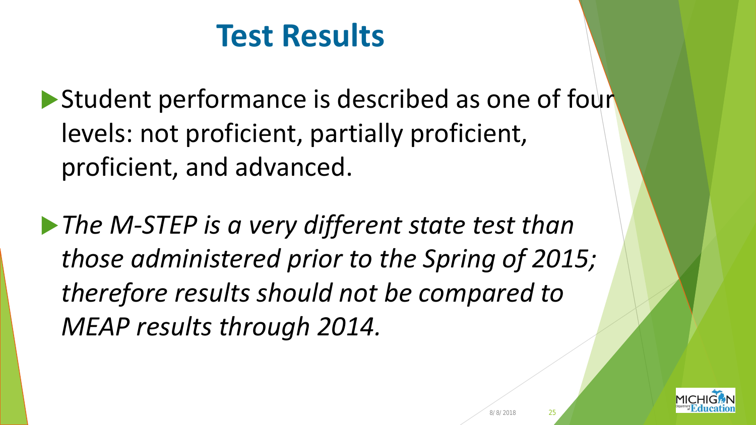# Test Results

- Student performance is described as one of four levels: not proficient, partially proficient, proficient, and advanced.
- *The M-STEP is a very different state test than those administered prior to the Spring of 2015; therefore results should not be compared to MEAP results through 2014.*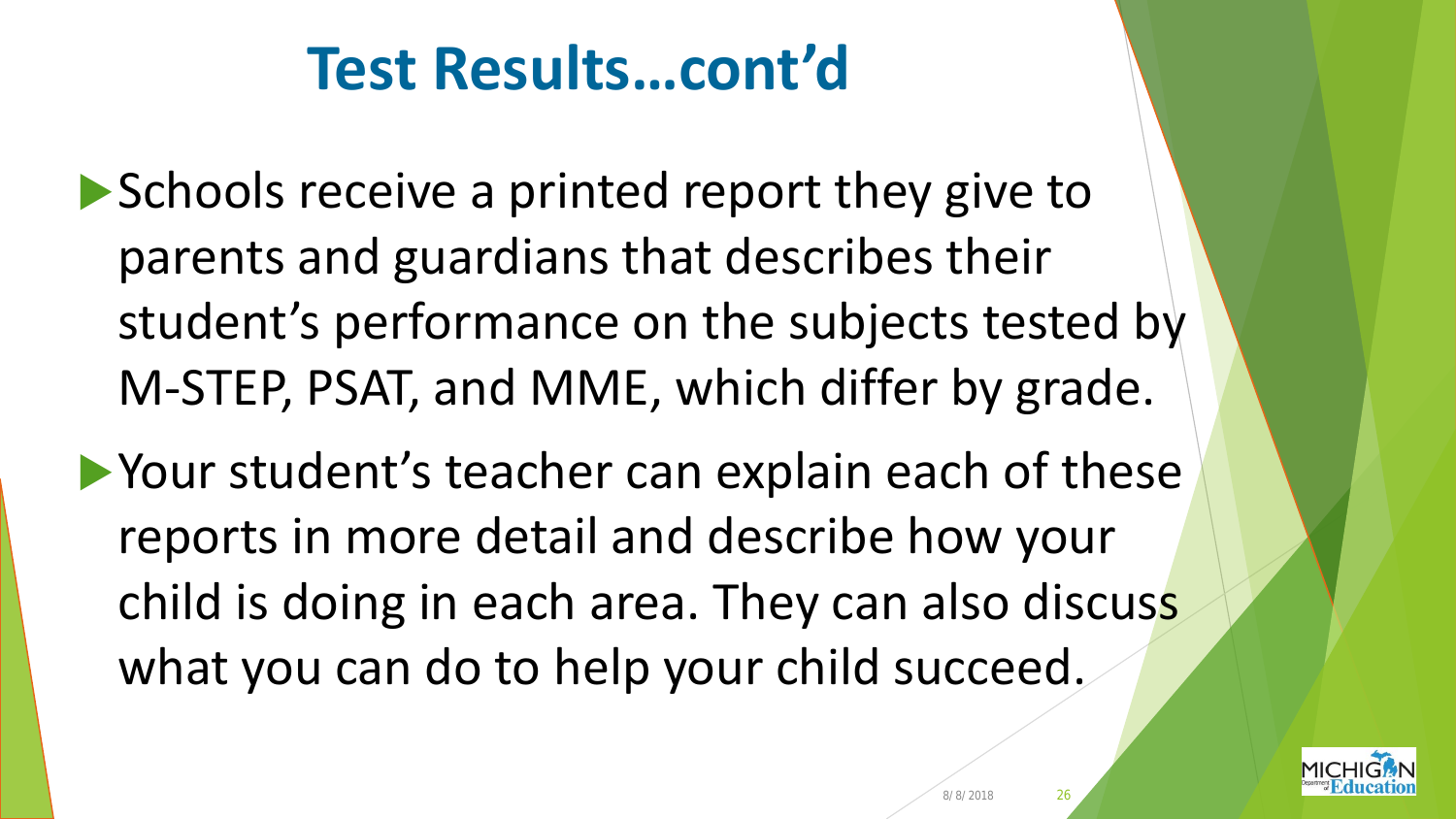# Test Results…cont'd

- Schools receive a printed report they give to parents and guardians that describes their student's performance on the subjects tested by M-STEP, PSAT, and MME, which differ by grade.
- Your student's teacher can explain each of these reports in more detail and describe how your child is doing in each area. They can also discuss what you can do to help your child succeed.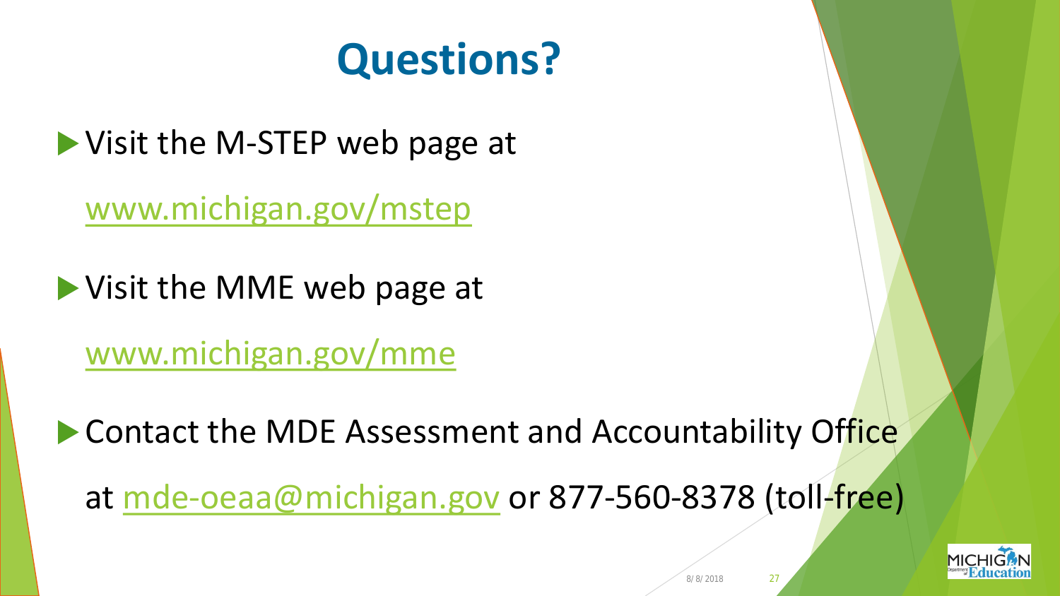# Questions?

- Visit the M-STEP web page at

  www.michigan.gov/mstep

- Visit the MME web page at

  www.michigan.gov/mme

- Contact the MDE Assessment and Accountability Office

  at mde-oeaa@michigan.gov or 877-560-8378 (toll-free)